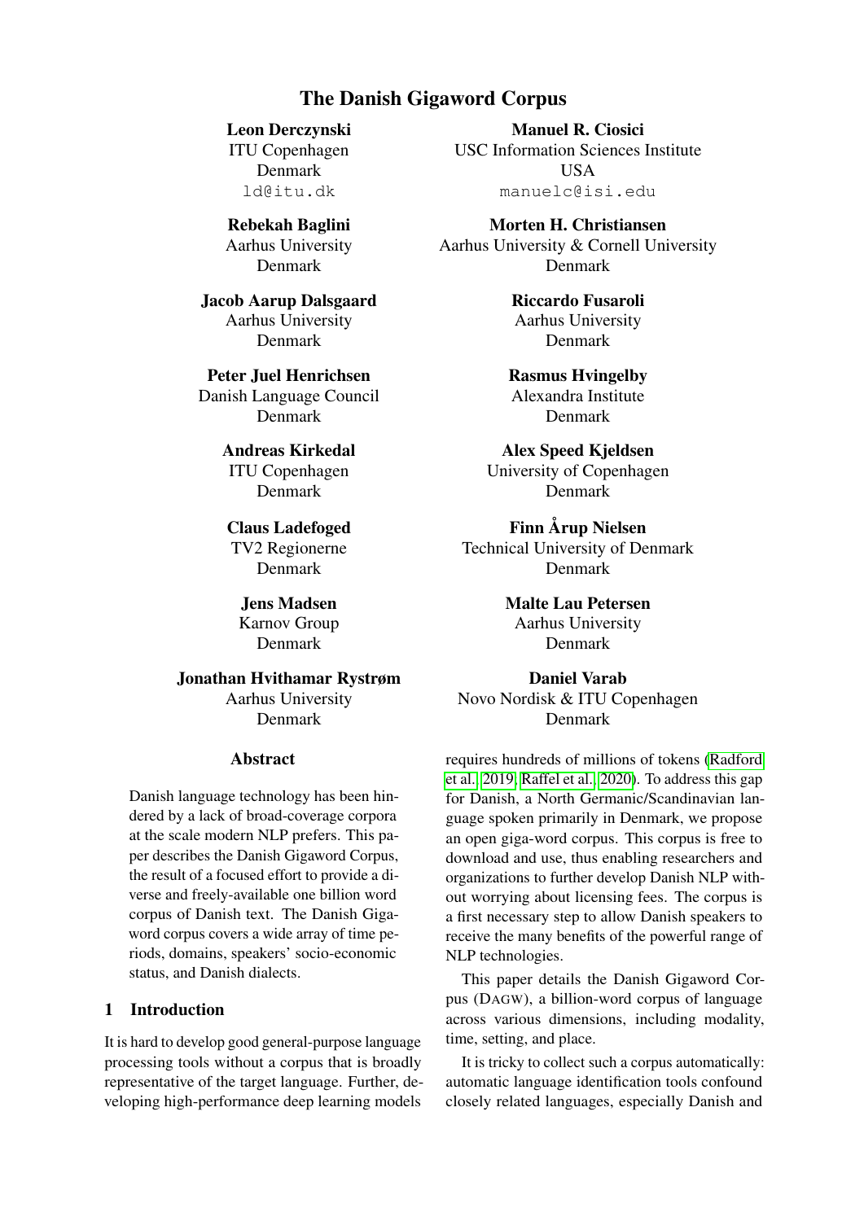# The Danish Gigaword Corpus

**Leon Derczynski**
ITU Copenhagen
Denmark
ld@itu.dk

**Manuel R. Ciosici**
USC Information Sciences Institute
USA
manuelc@isi.edu

**Rebekah Baglini**
Aarhus University
Denmark

**Morten H. Christiansen**
Aarhus University & Cornell University
Denmark

**Jacob Aarup Dalsgaard**
Aarhus University
Denmark

**Riccardo Fusaroli**
Aarhus University
Denmark

**Peter Juel Henrichsen**
Danish Language Council
Denmark

**Rasmus Hvingelby**
Alexandra Institute
Denmark

**Andreas Kirkedal**
ITU Copenhagen
Denmark

**Alex Speed Kjeldsen**
University of Copenhagen
Denmark

**Claus Ladefoged**
TV2 Regionerne
Denmark

**Finn Årup Nielsen**
Technical University of Denmark
Denmark

**Jens Madsen**
Karnov Group
Denmark

**Malte Lau Petersen**
Aarhus University
Denmark

**Jonathan Hvithamar Rystrøm**
Aarhus University
Denmark

**Daniel Varab**
Novo Nordisk & ITU Copenhagen
Denmark

## Abstract

Danish language technology has been hindered by a lack of broad-coverage corpora at the scale modern NLP prefers. This paper describes the Danish Gigaword Corpus, the result of a focused effort to provide a diverse and freely-available one billion word corpus of Danish text. The Danish Gigaword corpus covers a wide array of time periods, domains, speakers' socio-economic status, and Danish dialects.

## 1 Introduction

It is hard to develop good general-purpose language processing tools without a corpus that is broadly representative of the target language. Further, developing high-performance deep learning models requires hundreds of millions of tokens (Radford et al., 2019; Raffel et al., 2020). To address this gap for Danish, a North Germanic/Scandinavian language spoken primarily in Denmark, we propose an open giga-word corpus. This corpus is free to download and use, thus enabling researchers and organizations to further develop Danish NLP without worrying about licensing fees. The corpus is a first necessary step to allow Danish speakers to receive the many benefits of the powerful range of NLP technologies.

This paper details the Danish Gigaword Corpus (DAGW), a billion-word corpus of language across various dimensions, including modality, time, setting, and place.

It is tricky to collect such a corpus automatically: automatic language identification tools confound closely related languages, especially Danish and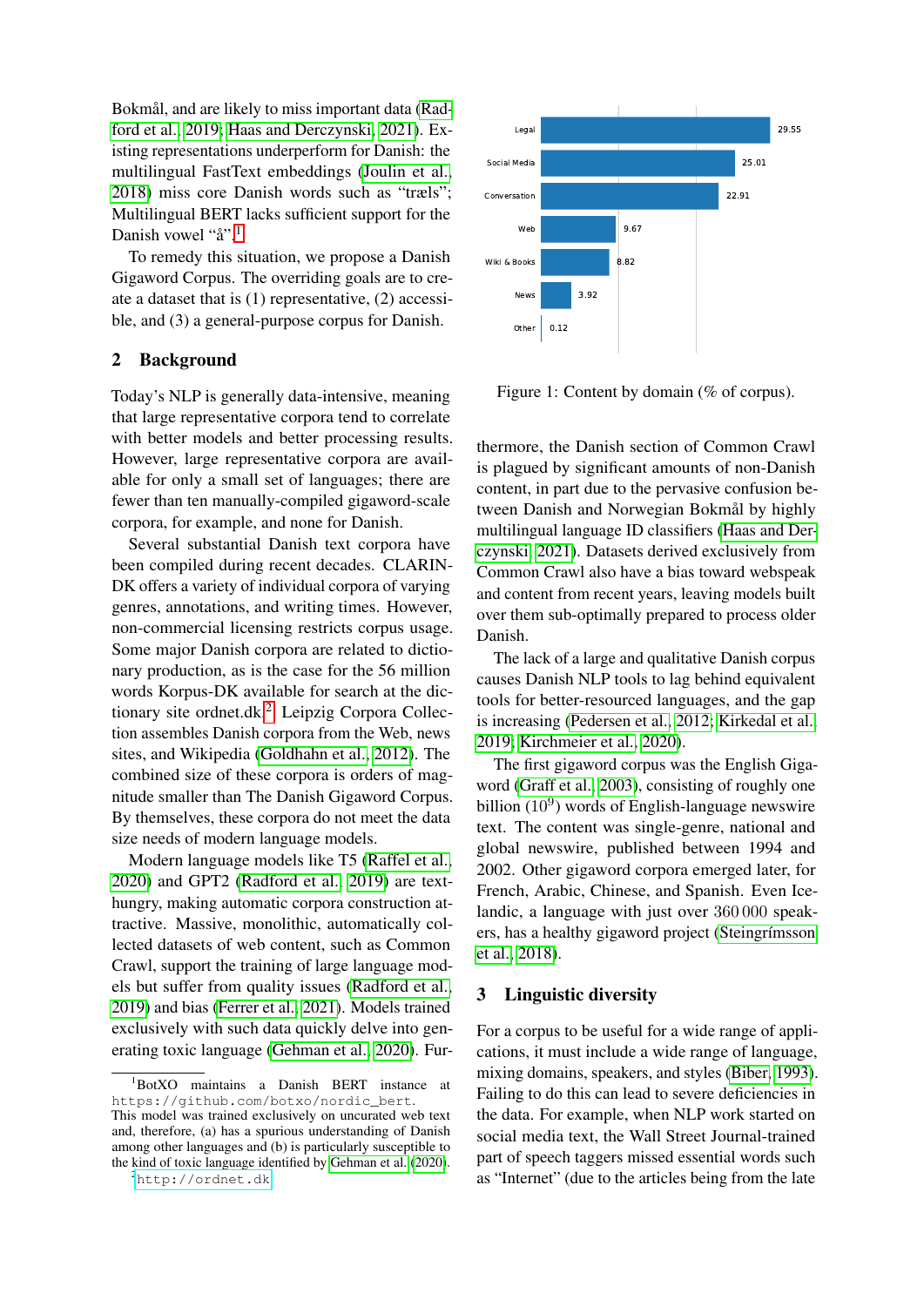Bokmål, and are likely to miss important data (Radford et al., 2019; Haas and Derczynski, 2021). Existing representations underperform for Danish: the multilingual FastText embeddings (Joulin et al., 2018) miss core Danish words such as "træls"; Multilingual BERT lacks sufficient support for the Danish vowel "å".[1]

To remedy this situation, we propose a Danish Gigaword Corpus. The overriding goals are to create a dataset that is (1) representative, (2) accessible, and (3) a general-purpose corpus for Danish.

## 2 Background

Today's NLP is generally data-intensive, meaning that large representative corpora tend to correlate with better models and better processing results. However, large representative corpora are available for only a small set of languages; there are fewer than ten manually-compiled gigaword-scale corpora, for example, and none for Danish.

Several substantial Danish text corpora have been compiled during recent decades. CLARIN-DK offers a variety of individual corpora of varying genres, annotations, and writing times. However, non-commercial licensing restricts corpus usage. Some major Danish corpora are related to dictionary production, as is the case for the 56 million words Korpus-DK available for search at the dictionary site ordnet.dk.[2] Leipzig Corpora Collection assembles Danish corpora from the Web, news sites, and Wikipedia (Goldhahn et al., 2012). The combined size of these corpora is orders of magnitude smaller than The Danish Gigaword Corpus. By themselves, these corpora do not meet the data size needs of modern language models.

Modern language models like T5 (Raffel et al., 2020) and GPT2 (Radford et al., 2019) are text-hungry, making automatic corpora construction attractive. Massive, monolithic, automatically collected datasets of web content, such as Common Crawl, support the training of large language models but suffer from quality issues (Radford et al., 2019) and bias (Ferrer et al., 2021). Models trained exclusively with such data quickly delve into generating toxic language (Gehman et al., 2020). Furthermore, the Danish section of Common Crawl is plagued by significant amounts of non-Danish content, in part due to the pervasive confusion between Danish and Norwegian Bokmål by highly multilingual language ID classifiers (Haas and Derczynski, 2021). Datasets derived exclusively from Common Crawl also have a bias toward webspeak and content from recent years, leaving models built over them sub-optimally prepared to process older Danish.

| Domain | % of corpus |
|---|---|
| Legal | 29.55 |
| Social Media | 25.01 |
| Conversation | 22.91 |
| Web | 9.67 |
| Wiki & Books | 8.82 |
| News | 3.92 |
| Other | 0.12 |

Figure 1: Content by domain (% of corpus).

The lack of a large and qualitative Danish corpus causes Danish NLP tools to lag behind equivalent tools for better-resourced languages, and the gap is increasing (Pedersen et al., 2012; Kirkedal et al., 2019; Kirchmeier et al., 2020).

The first gigaword corpus was the English Gigaword (Graff et al., 2003), consisting of roughly one billion ($10^9$) words of English-language newswire text. The content was single-genre, national and global newswire, published between 1994 and 2002. Other gigaword corpora emerged later, for French, Arabic, Chinese, and Spanish. Even Icelandic, a language with just over 360 000 speakers, has a healthy gigaword project (Steingrímsson et al., 2018).

## 3 Linguistic diversity

For a corpus to be useful for a wide range of applications, it must include a wide range of language, mixing domains, speakers, and styles (Biber, 1993). Failing to do this can lead to severe deficiencies in the data. For example, when NLP work started on social media text, the Wall Street Journal-trained part of speech taggers missed essential words such as "Internet" (due to the articles being from the late

[1] BotXO maintains a Danish BERT instance at `https://github.com/botxo/nordic_bert`. This model was trained exclusively on uncurated web text and, therefore, (a) has a spurious understanding of Danish among other languages and (b) is particularly susceptible to the kind of toxic language identified by Gehman et al. (2020).

[2] `http://ordnet.dk`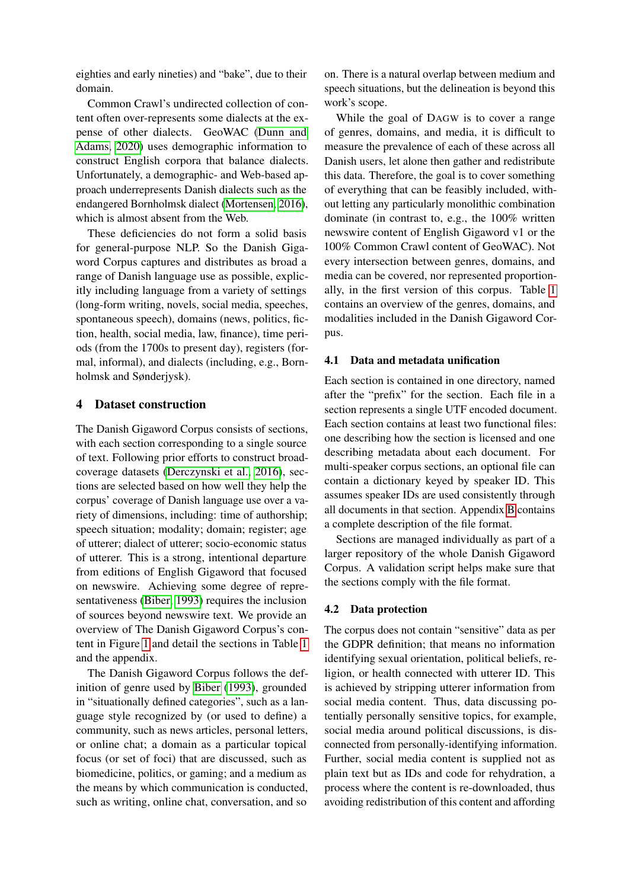eighties and early nineties) and "bake", due to their domain.

Common Crawl's undirected collection of content often over-represents some dialects at the expense of other dialects. GeoWAC (Dunn and Adams, 2020) uses demographic information to construct English corpora that balance dialects. Unfortunately, a demographic- and Web-based approach underrepresents Danish dialects such as the endangered Bornholmsk dialect (Mortensen, 2016), which is almost absent from the Web.

These deficiencies do not form a solid basis for general-purpose NLP. So the Danish Gigaword Corpus captures and distributes as broad a range of Danish language use as possible, explicitly including language from a variety of settings (long-form writing, novels, social media, speeches, spontaneous speech), domains (news, politics, fiction, health, social media, law, finance), time periods (from the 1700s to present day), registers (formal, informal), and dialects (including, e.g., Bornholmsk and Sønderjysk).

## 4 Dataset construction

The Danish Gigaword Corpus consists of sections, with each section corresponding to a single source of text. Following prior efforts to construct broad-coverage datasets (Derczynski et al., 2016), sections are selected based on how well they help the corpus' coverage of Danish language use over a variety of dimensions, including: time of authorship; speech situation; modality; domain; register; age of utterer; dialect of utterer; socio-economic status of utterer. This is a strong, intentional departure from editions of English Gigaword that focused on newswire. Achieving some degree of representativeness (Biber, 1993) requires the inclusion of sources beyond newswire text. We provide an overview of The Danish Gigaword Corpus's content in Figure 1 and detail the sections in Table 1 and the appendix.

The Danish Gigaword Corpus follows the definition of genre used by Biber (1993), grounded in "situationally defined categories", such as a language style recognized by (or used to define) a community, such as news articles, personal letters, or online chat; a domain as a particular topical focus (or set of foci) that are discussed, such as biomedicine, politics, or gaming; and a medium as the means by which communication is conducted, such as writing, online chat, conversation, and so on. There is a natural overlap between medium and speech situations, but the delineation is beyond this work's scope.

While the goal of DAGW is to cover a range of genres, domains, and media, it is difficult to measure the prevalence of each of these across all Danish users, let alone then gather and redistribute this data. Therefore, the goal is to cover something of everything that can be feasibly included, without letting any particularly monolithic combination dominate (in contrast to, e.g., the 100% written newswire content of English Gigaword v1 or the 100% Common Crawl content of GeoWAC). Not every intersection between genres, domains, and media can be covered, nor represented proportionally, in the first version of this corpus. Table 1 contains an overview of the genres, domains, and modalities included in the Danish Gigaword Corpus.

### 4.1 Data and metadata unification

Each section is contained in one directory, named after the "prefix" for the section. Each file in a section represents a single UTF encoded document. Each section contains at least two functional files: one describing how the section is licensed and one describing metadata about each document. For multi-speaker corpus sections, an optional file can contain a dictionary keyed by speaker ID. This assumes speaker IDs are used consistently through all documents in that section. Appendix B contains a complete description of the file format.

Sections are managed individually as part of a larger repository of the whole Danish Gigaword Corpus. A validation script helps make sure that the sections comply with the file format.

### 4.2 Data protection

The corpus does not contain "sensitive" data as per the GDPR definition; that means no information identifying sexual orientation, political beliefs, religion, or health connected with utterer ID. This is achieved by stripping utterer information from social media content. Thus, data discussing potentially personally sensitive topics, for example, social media around political discussions, is disconnected from personally-identifying information. Further, social media content is supplied not as plain text but as IDs and code for rehydration, a process where the content is re-downloaded, thus avoiding redistribution of this content and affording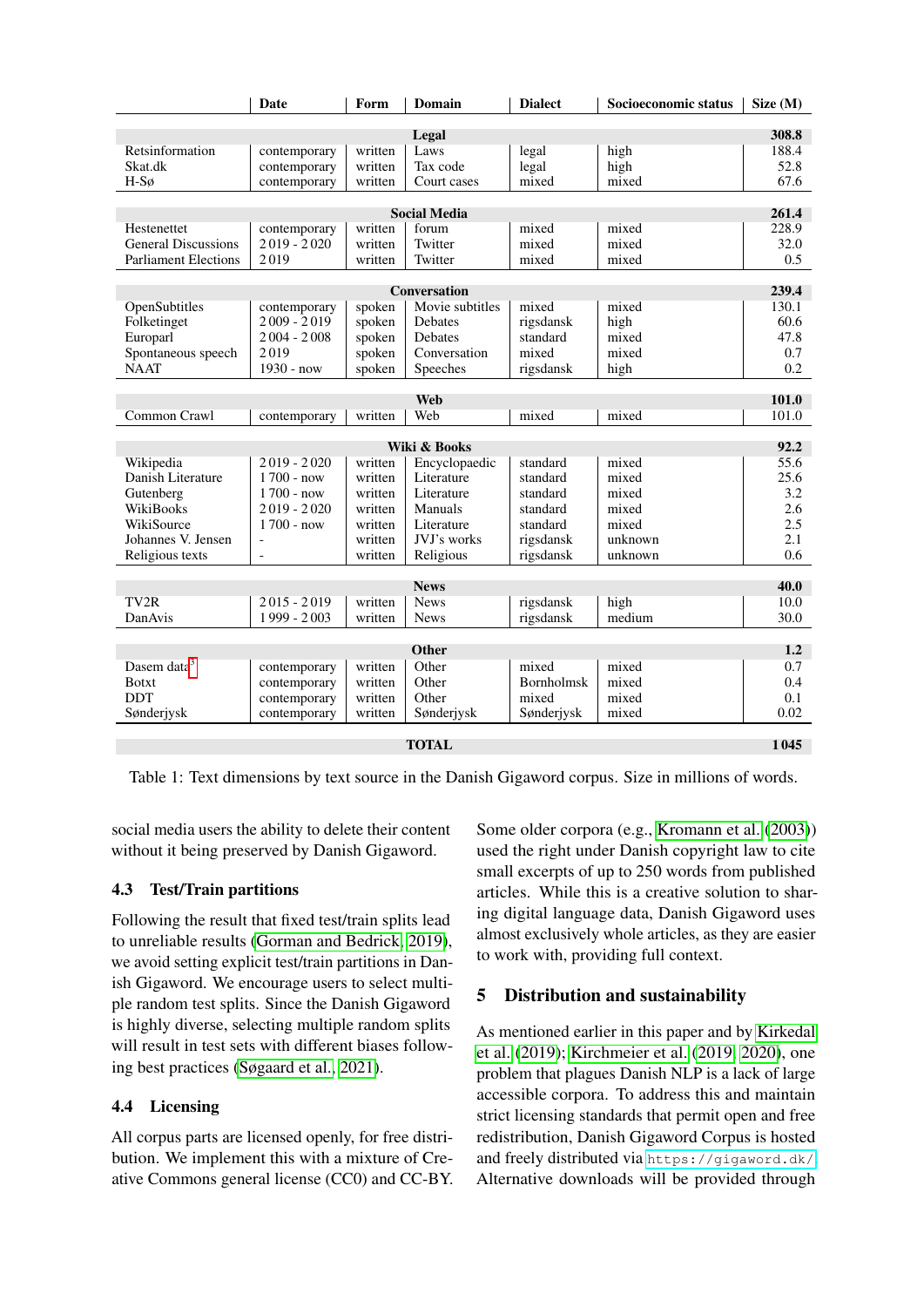| | Date | Form | Domain | Dialect | Socioeconomic status | Size (M) |
|---|---|---|---|---|---|---|
| **Legal** | | | | | | **308.8** |
| Retsinformation | contemporary | written | Laws | legal | high | 188.4 |
| Skat.dk | contemporary | written | Tax code | legal | high | 52.8 |
| H-Sø | contemporary | written | Court cases | mixed | mixed | 67.6 |
| **Social Media** | | | | | | **261.4** |
| Hestenettet | contemporary | written | forum | mixed | mixed | 228.9 |
| General Discussions | 2 019 - 2 020 | written | Twitter | mixed | mixed | 32.0 |
| Parliament Elections | 2 019 | written | Twitter | mixed | mixed | 0.5 |
| **Conversation** | | | | | | **239.4** |
| OpenSubtitles | contemporary | spoken | Movie subtitles | mixed | mixed | 130.1 |
| Folketinget | 2 009 - 2 019 | spoken | Debates | rigsdansk | high | 60.6 |
| Europarl | 2 004 - 2 008 | spoken | Debates | standard | mixed | 47.8 |
| Spontaneous speech | 2 019 | spoken | Conversation | mixed | mixed | 0.7 |
| NAAT | 1930 - now | spoken | Speeches | rigsdansk | high | 0.2 |
| **Web** | | | | | | **101.0** |
| Common Crawl | contemporary | written | Web | mixed | mixed | 101.0 |
| **Wiki & Books** | | | | | | **92.2** |
| Wikipedia | 2 019 - 2 020 | written | Encyclopaedic | standard | mixed | 55.6 |
| Danish Literature | 1 700 - now | written | Literature | standard | mixed | 25.6 |
| Gutenberg | 1 700 - now | written | Literature | standard | mixed | 3.2 |
| WikiBooks | 2 019 - 2 020 | written | Manuals | standard | mixed | 2.6 |
| WikiSource | 1 700 - now | written | Literature | standard | mixed | 2.5 |
| Johannes V. Jensen | - | written | JVJ's works | rigsdansk | unknown | 2.1 |
| Religious texts | - | written | Religious | rigsdansk | unknown | 0.6 |
| **News** | | | | | | **40.0** |
| TV2R | 2 015 - 2 019 | written | News | rigsdansk | high | 10.0 |
| DanAvis | 1 999 - 2 003 | written | News | rigsdansk | medium | 30.0 |
| **Other** | | | | | | **1.2** |
| Dasem data[3] | contemporary | written | Other | mixed | mixed | 0.7 |
| Botxt | contemporary | written | Other | Bornholmsk | mixed | 0.4 |
| DDT | contemporary | written | Other | mixed | mixed | 0.1 |
| Sønderjysk | contemporary | written | Sønderjysk | Sønderjysk | mixed | 0.02 |
| **TOTAL** | | | | | | **1 045** |

Table 1: Text dimensions by text source in the Danish Gigaword corpus. Size in millions of words.

social media users the ability to delete their content without it being preserved by Danish Gigaword.

### 4.3 Test/Train partitions

Following the result that fixed test/train splits lead to unreliable results (Gorman and Bedrick, 2019), we avoid setting explicit test/train partitions in Danish Gigaword. We encourage users to select multiple random test splits. Since the Danish Gigaword is highly diverse, selecting multiple random splits will result in test sets with different biases following best practices (Søgaard et al., 2021).

### 4.4 Licensing

All corpus parts are licensed openly, for free distribution. We implement this with a mixture of Creative Commons general license (CC0) and CC-BY. Some older corpora (e.g., Kromann et al. (2003)) used the right under Danish copyright law to cite small excerpts of up to 250 words from published articles. While this is a creative solution to sharing digital language data, Danish Gigaword uses almost exclusively whole articles, as they are easier to work with, providing full context.

## 5 Distribution and sustainability

As mentioned earlier in this paper and by Kirkedal et al. (2019); Kirchmeier et al. (2019, 2020), one problem that plagues Danish NLP is a lack of large accessible corpora. To address this and maintain strict licensing standards that permit open and free redistribution, Danish Gigaword Corpus is hosted and freely distributed via https://gigaword.dk/. Alternative downloads will be provided through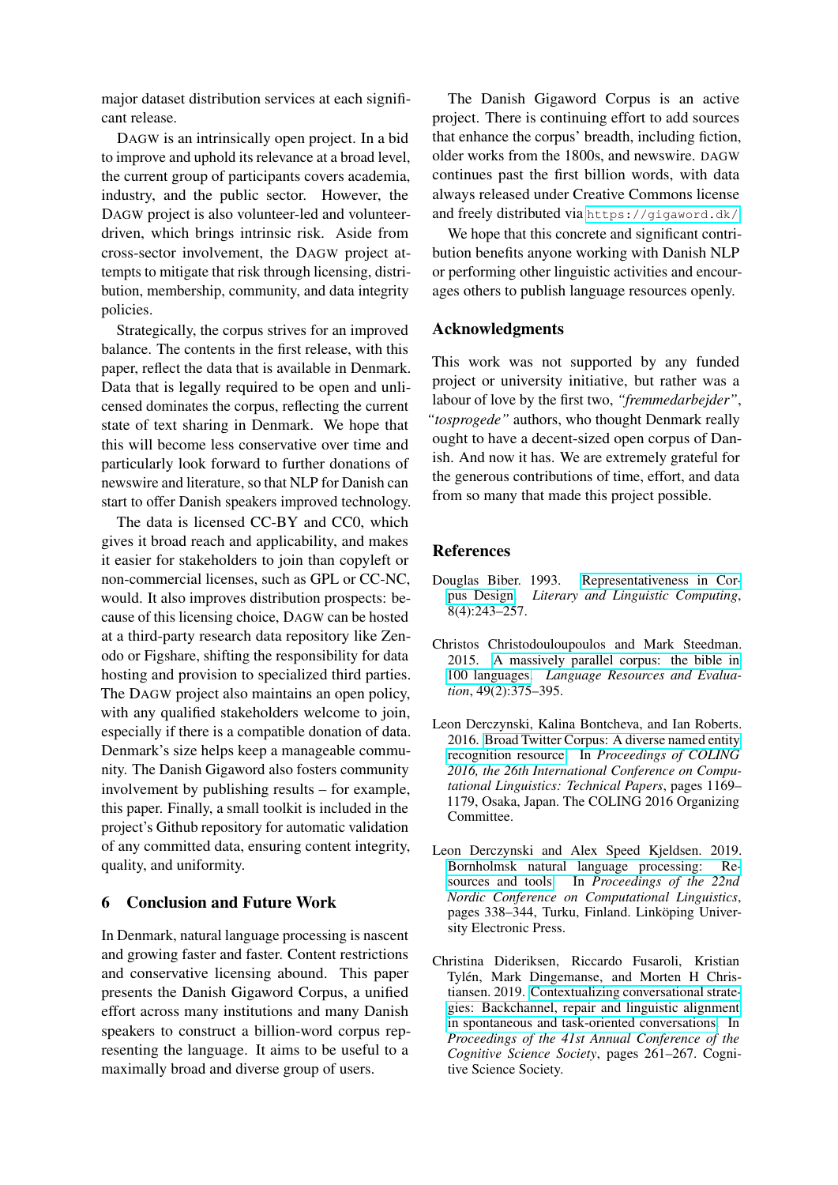major dataset distribution services at each significant release.

DAGW is an intrinsically open project. In a bid to improve and uphold its relevance at a broad level, the current group of participants covers academia, industry, and the public sector. However, the DAGW project is also volunteer-led and volunteer-driven, which brings intrinsic risk. Aside from cross-sector involvement, the DAGW project attempts to mitigate that risk through licensing, distribution, membership, community, and data integrity policies.

Strategically, the corpus strives for an improved balance. The contents in the first release, with this paper, reflect the data that is available in Denmark. Data that is legally required to be open and unlicensed dominates the corpus, reflecting the current state of text sharing in Denmark. We hope that this will become less conservative over time and particularly look forward to further donations of newswire and literature, so that NLP for Danish can start to offer Danish speakers improved technology.

The data is licensed CC-BY and CC0, which gives it broad reach and applicability, and makes it easier for stakeholders to join than copyleft or non-commercial licenses, such as GPL or CC-NC, would. It also improves distribution prospects: because of this licensing choice, DAGW can be hosted at a third-party research data repository like Zenodo or Figshare, shifting the responsibility for data hosting and provision to specialized third parties. The DAGW project also maintains an open policy, with any qualified stakeholders welcome to join, especially if there is a compatible donation of data. Denmark's size helps keep a manageable community. The Danish Gigaword also fosters community involvement by publishing results – for example, this paper. Finally, a small toolkit is included in the project's Github repository for automatic validation of any committed data, ensuring content integrity, quality, and uniformity.

## 6 Conclusion and Future Work

In Denmark, natural language processing is nascent and growing faster and faster. Content restrictions and conservative licensing abound. This paper presents the Danish Gigaword Corpus, a unified effort across many institutions and many Danish speakers to construct a billion-word corpus representing the language. It aims to be useful to a maximally broad and diverse group of users.

The Danish Gigaword Corpus is an active project. There is continuing effort to add sources that enhance the corpus' breadth, including fiction, older works from the 1800s, and newswire. DAGW continues past the first billion words, with data always released under Creative Commons license and freely distributed via `https://gigaword.dk/`

We hope that this concrete and significant contribution benefits anyone working with Danish NLP or performing other linguistic activities and encourages others to publish language resources openly.

## Acknowledgments

This work was not supported by any funded project or university initiative, but rather was a labour of love by the first two, *"fremmedarbejder"*, *"tosprogede"* authors, who thought Denmark really ought to have a decent-sized open corpus of Danish. And now it has. We are extremely grateful for the generous contributions of time, effort, and data from so many that made this project possible.

## References

Douglas Biber. 1993. Representativeness in Corpus Design. *Literary and Linguistic Computing*, 8(4):243–257.

Christos Christodouloupoulos and Mark Steedman. 2015. A massively parallel corpus: the bible in 100 languages. *Language Resources and Evaluation*, 49(2):375–395.

Leon Derczynski, Kalina Bontcheva, and Ian Roberts. 2016. Broad Twitter Corpus: A diverse named entity recognition resource. In *Proceedings of COLING 2016, the 26th International Conference on Computational Linguistics: Technical Papers*, pages 1169–1179, Osaka, Japan. The COLING 2016 Organizing Committee.

Leon Derczynski and Alex Speed Kjeldsen. 2019. Bornholmsk natural language processing: Resources and tools. In *Proceedings of the 22nd Nordic Conference on Computational Linguistics*, pages 338–344, Turku, Finland. Linköping University Electronic Press.

Christina Dideriksen, Riccardo Fusaroli, Kristian Tylén, Mark Dingemanse, and Morten H Christiansen. 2019. Contextualizing conversational strategies: Backchannel, repair and linguistic alignment in spontaneous and task-oriented conversations. In *Proceedings of the 41st Annual Conference of the Cognitive Science Society*, pages 261–267. Cognitive Science Society.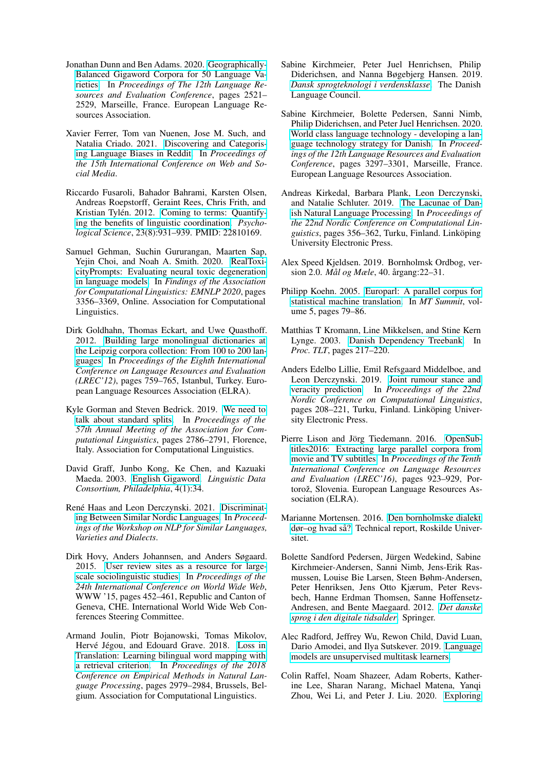Jonathan Dunn and Ben Adams. 2020. Geographically-Balanced Gigaword Corpora for 50 Language Varieties. In *Proceedings of The 12th Language Resources and Evaluation Conference*, pages 2521–2529, Marseille, France. European Language Resources Association.

Xavier Ferrer, Tom van Nuenen, Jose M. Such, and Natalia Criado. 2021. Discovering and Categorising Language Biases in Reddit. In *Proceedings of the 15th International Conference on Web and Social Media*.

Riccardo Fusaroli, Bahador Bahrami, Karsten Olsen, Andreas Roepstorff, Geraint Rees, Chris Frith, and Kristian Tylén. 2012. Coming to terms: Quantifying the benefits of linguistic coordination. *Psychological Science*, 23(8):931–939. PMID: 22810169.

Samuel Gehman, Suchin Gururangan, Maarten Sap, Yejin Choi, and Noah A. Smith. 2020. RealToxicityPrompts: Evaluating neural toxic degeneration in language models. In *Findings of the Association for Computational Linguistics: EMNLP 2020*, pages 3356–3369, Online. Association for Computational Linguistics.

Dirk Goldhahn, Thomas Eckart, and Uwe Quasthoff. 2012. Building large monolingual dictionaries at the Leipzig corpora collection: From 100 to 200 languages. In *Proceedings of the Eighth International Conference on Language Resources and Evaluation (LREC'12)*, pages 759–765, Istanbul, Turkey. European Language Resources Association (ELRA).

Kyle Gorman and Steven Bedrick. 2019. We need to talk about standard splits. In *Proceedings of the 57th Annual Meeting of the Association for Computational Linguistics*, pages 2786–2791, Florence, Italy. Association for Computational Linguistics.

David Graff, Junbo Kong, Ke Chen, and Kazuaki Maeda. 2003. English Gigaword. *Linguistic Data Consortium, Philadelphia*, 4(1):34.

René Haas and Leon Derczynski. 2021. Discriminating Between Similar Nordic Languages. In *Proceedings of the Workshop on NLP for Similar Languages, Varieties and Dialects*.

Dirk Hovy, Anders Johannsen, and Anders Søgaard. 2015. User review sites as a resource for large-scale sociolinguistic studies. In *Proceedings of the 24th International Conference on World Wide Web*, WWW '15, pages 452–461, Republic and Canton of Geneva, CHE. International World Wide Web Conferences Steering Committee.

Armand Joulin, Piotr Bojanowski, Tomas Mikolov, Hervé Jégou, and Edouard Grave. 2018. Loss in Translation: Learning bilingual word mapping with a retrieval criterion. In *Proceedings of the 2018 Conference on Empirical Methods in Natural Language Processing*, pages 2979–2984, Brussels, Belgium. Association for Computational Linguistics.

Sabine Kirchmeier, Peter Juel Henrichsen, Philip Diderichsen, and Nanna Bøgebjerg Hansen. 2019. *Dansk sprogteknologi i verdensklasse*. The Danish Language Council.

Sabine Kirchmeier, Bolette Pedersen, Sanni Nimb, Philip Diderichsen, and Peter Juel Henrichsen. 2020. World class language technology - developing a language technology strategy for Danish. In *Proceedings of the 12th Language Resources and Evaluation Conference*, pages 3297–3301, Marseille, France. European Language Resources Association.

Andreas Kirkedal, Barbara Plank, Leon Derczynski, and Natalie Schluter. 2019. The Lacunae of Danish Natural Language Processing. In *Proceedings of the 22nd Nordic Conference on Computational Linguistics*, pages 356–362, Turku, Finland. Linköping University Electronic Press.

Alex Speed Kjeldsen. 2019. Bornholmsk Ordbog, version 2.0. *Mål og Mæle*, 40. årgang:22–31.

Philipp Koehn. 2005. Europarl: A parallel corpus for statistical machine translation. In *MT Summit*, volume 5, pages 79–86.

Matthias T Kromann, Line Mikkelsen, and Stine Kern Lynge. 2003. Danish Dependency Treebank. In *Proc. TLT*, pages 217–220.

Anders Edelbo Lillie, Emil Refsgaard Middelboe, and Leon Derczynski. 2019. Joint rumour stance and veracity prediction. In *Proceedings of the 22nd Nordic Conference on Computational Linguistics*, pages 208–221, Turku, Finland. Linköping University Electronic Press.

Pierre Lison and Jörg Tiedemann. 2016. OpenSubtitles2016: Extracting large parallel corpora from movie and TV subtitles. In *Proceedings of the Tenth International Conference on Language Resources and Evaluation (LREC'16)*, pages 923–929, Portorož, Slovenia. European Language Resources Association (ELRA).

Marianne Mortensen. 2016. Den bornholmske dialekt dør–og hvad så? Technical report, Roskilde Universitet.

Bolette Sandford Pedersen, Jürgen Wedekind, Sabine Kirchmeier-Andersen, Sanni Nimb, Jens-Erik Rasmussen, Louise Bie Larsen, Steen Bøhm-Andersen, Peter Henriksen, Jens Otto Kjærum, Peter Revsbech, Hanne Erdman Thomsen, Sanne Hoffensetz-Andresen, and Bente Maegaard. 2012. *Det danske sprog i den digitale tidsalder*. Springer.

Alec Radford, Jeffrey Wu, Rewon Child, David Luan, Dario Amodei, and Ilya Sutskever. 2019. Language models are unsupervised multitask learners.

Colin Raffel, Noam Shazeer, Adam Roberts, Katherine Lee, Sharan Narang, Michael Matena, Yanqi Zhou, Wei Li, and Peter J. Liu. 2020. Exploring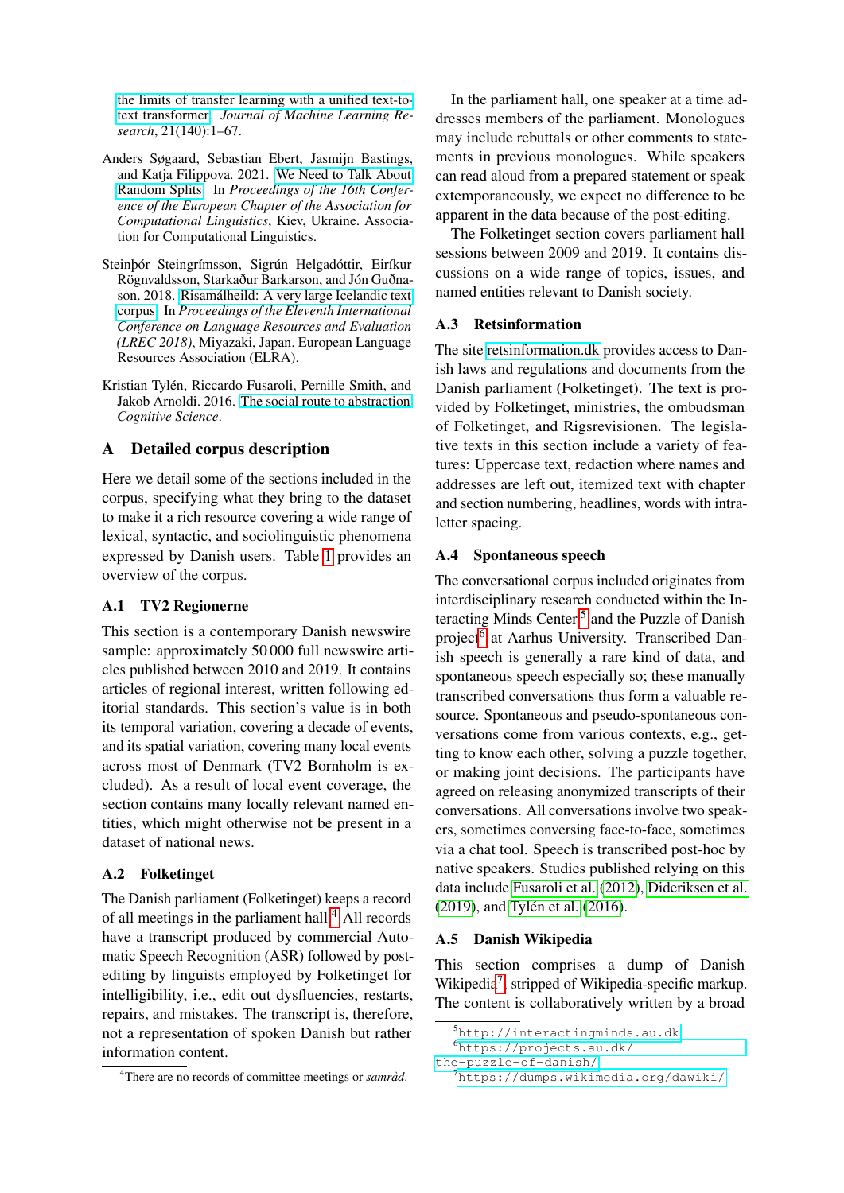the limits of transfer learning with a unified text-to-text transformer. *Journal of Machine Learning Research*, 21(140):1–67.

Anders Søgaard, Sebastian Ebert, Jasmijn Bastings, and Katja Filippova. 2021. We Need to Talk About Random Splits. In *Proceedings of the 16th Conference of the European Chapter of the Association for Computational Linguistics*, Kiev, Ukraine. Association for Computational Linguistics.

Steinþór Steingrímsson, Sigrún Helgadóttir, Eiríkur Rögnvaldsson, Starkaður Barkarson, and Jón Guðnason. 2018. Risamálheild: A very large Icelandic text corpus. In *Proceedings of the Eleventh International Conference on Language Resources and Evaluation (LREC 2018)*, Miyazaki, Japan. European Language Resources Association (ELRA).

Kristian Tylén, Riccardo Fusaroli, Pernille Smith, and Jakob Arnoldi. 2016. The social route to abstraction. *Cognitive Science*.

# A Detailed corpus description

Here we detail some of the sections included in the corpus, specifying what they bring to the dataset to make it a rich resource covering a wide range of lexical, syntactic, and sociolinguistic phenomena expressed by Danish users. Table 1 provides an overview of the corpus.

## A.1 TV2 Regionerne

This section is a contemporary Danish newswire sample: approximately 50 000 full newswire articles published between 2010 and 2019. It contains articles of regional interest, written following editorial standards. This section's value is in both its temporal variation, covering a decade of events, and its spatial variation, covering many local events across most of Denmark (TV2 Bornholm is excluded). As a result of local event coverage, the section contains many locally relevant named entities, which might otherwise not be present in a dataset of national news.

## A.2 Folketinget

The Danish parliament (Folketinget) keeps a record of all meetings in the parliament hall.[4] All records have a transcript produced by commercial Automatic Speech Recognition (ASR) followed by post-editing by linguists employed by Folketinget for intelligibility, i.e., edit out dysfluencies, restarts, repairs, and mistakes. The transcript is, therefore, not a representation of spoken Danish but rather information content.

In the parliament hall, one speaker at a time addresses members of the parliament. Monologues may include rebuttals or other comments to statements in previous monologues. While speakers can read aloud from a prepared statement or speak extemporaneously, we expect no difference to be apparent in the data because of the post-editing.

The Folketinget section covers parliament hall sessions between 2009 and 2019. It contains discussions on a wide range of topics, issues, and named entities relevant to Danish society.

## A.3 Retsinformation

The site retsinformation.dk provides access to Danish laws and regulations and documents from the Danish parliament (Folketinget). The text is provided by Folketinget, ministries, the ombudsman of Folketinget, and Rigsrevisionen. The legislative texts in this section include a variety of features: Uppercase text, redaction where names and addresses are left out, itemized text with chapter and section numbering, headlines, words with intra-letter spacing.

## A.4 Spontaneous speech

The conversational corpus included originates from interdisciplinary research conducted within the Interacting Minds Center,[5] and the Puzzle of Danish project[6] at Aarhus University. Transcribed Danish speech is generally a rare kind of data, and spontaneous speech especially so; these manually transcribed conversations thus form a valuable resource. Spontaneous and pseudo-spontaneous conversations come from various contexts, e.g., getting to know each other, solving a puzzle together, or making joint decisions. The participants have agreed on releasing anonymized transcripts of their conversations. All conversations involve two speakers, sometimes conversing face-to-face, sometimes via a chat tool. Speech is transcribed post-hoc by native speakers. Studies published relying on this data include Fusaroli et al. (2012), Dideriksen et al. (2019), and Tylén et al. (2016).

## A.5 Danish Wikipedia

This section comprises a dump of Danish Wikipedia[7], stripped of Wikipedia-specific markup. The content is collaboratively written by a broad

---

[4] There are no records of committee meetings or *samråd*.

[5] http://interactingminds.au.dk

[6] https://projects.au.dk/the-puzzle-of-danish/

[7] https://dumps.wikimedia.org/dawiki/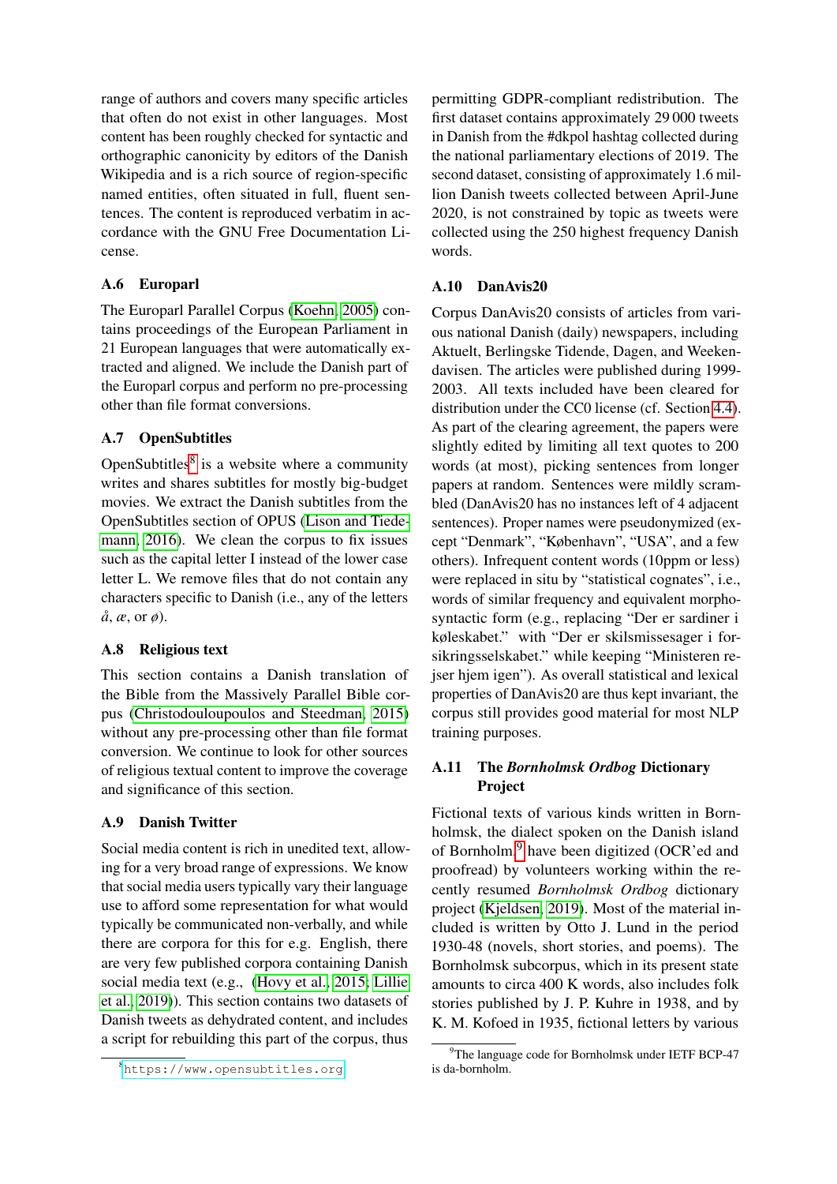range of authors and covers many specific articles that often do not exist in other languages. Most content has been roughly checked for syntactic and orthographic canonicity by editors of the Danish Wikipedia and is a rich source of region-specific named entities, often situated in full, fluent sentences. The content is reproduced verbatim in accordance with the GNU Free Documentation License.

### A.6 Europarl

The Europarl Parallel Corpus (Koehn, 2005) contains proceedings of the European Parliament in 21 European languages that were automatically extracted and aligned. We include the Danish part of the Europarl corpus and perform no pre-processing other than file format conversions.

### A.7 OpenSubtitles

OpenSubtitles[8] is a website where a community writes and shares subtitles for mostly big-budget movies. We extract the Danish subtitles from the OpenSubtitles section of OPUS (Lison and Tiedemann, 2016). We clean the corpus to fix issues such as the capital letter I instead of the lower case letter L. We remove files that do not contain any characters specific to Danish (i.e., any of the letters *å*, *æ*, or *ø*).

### A.8 Religious text

This section contains a Danish translation of the Bible from the Massively Parallel Bible corpus (Christodoulopoulos and Steedman, 2015) without any pre-processing other than file format conversion. We continue to look for other sources of religious textual content to improve the coverage and significance of this section.

### A.9 Danish Twitter

Social media content is rich in unedited text, allowing for a very broad range of expressions. We know that social media users typically vary their language use to afford some representation for what would typically be communicated non-verbally, and while there are corpora for this for e.g. English, there are very few published corpora containing Danish social media text (e.g., (Hovy et al., 2015; Lillie et al., 2019)). This section contains two datasets of Danish tweets as dehydrated content, and includes a script for rebuilding this part of the corpus, thus permitting GDPR-compliant redistribution. The first dataset contains approximately 29 000 tweets in Danish from the #dkpol hashtag collected during the national parliamentary elections of 2019. The second dataset, consisting of approximately 1.6 million Danish tweets collected between April-June 2020, is not constrained by topic as tweets were collected using the 250 highest frequency Danish words.

### A.10 DanAvis20

Corpus DanAvis20 consists of articles from various national Danish (daily) newspapers, including Aktuelt, Berlingske Tidende, Dagen, and Weekendavisen. The articles were published during 1999-2003. All texts included have been cleared for distribution under the CC0 license (cf. Section 4.4). As part of the clearing agreement, the papers were slightly edited by limiting all text quotes to 200 words (at most), picking sentences from longer papers at random. Sentences were mildly scrambled (DanAvis20 has no instances left of 4 adjacent sentences). Proper names were pseudonymized (except "Denmark", "København", "USA", and a few others). Infrequent content words (10ppm or less) were replaced in situ by "statistical cognates", i.e., words of similar frequency and equivalent morphosyntactic form (e.g., replacing "Der er sardiner i køleskabet." with "Der er skilsmissesager i forsikringsselskabet." while keeping "Ministeren rejser hjem igen"). As overall statistical and lexical properties of DanAvis20 are thus kept invariant, the corpus still provides good material for most NLP training purposes.

### A.11 The *Bornholmsk Ordbog* Dictionary Project

Fictional texts of various kinds written in Bornholmsk, the dialect spoken on the Danish island of Bornholm,[9] have been digitized (OCR'ed and proofread) by volunteers working within the recently resumed *Bornholmsk Ordbog* dictionary project (Kjeldsen, 2019). Most of the material included is written by Otto J. Lund in the period 1930-48 (novels, short stories, and poems). The Bornholmsk subcorpus, which in its present state amounts to circa 400 K words, also includes folk stories published by J. P. Kuhre in 1938, and by K. M. Kofoed in 1935, fictional letters by various

[8] https://www.opensubtitles.org

[9] The language code for Bornholmsk under IETF BCP-47 is da-bornholm.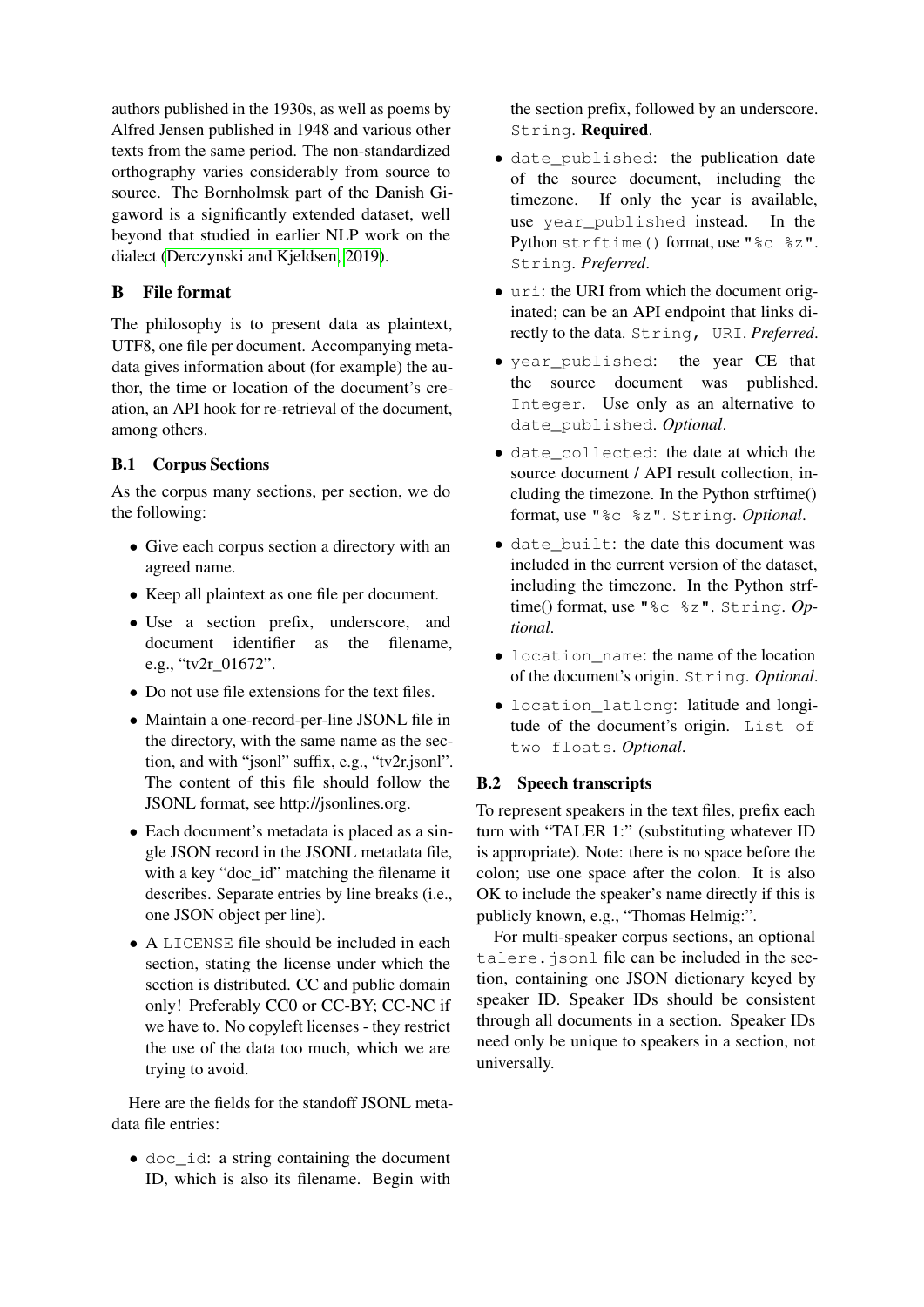authors published in the 1930s, as well as poems by Alfred Jensen published in 1948 and various other texts from the same period. The non-standardized orthography varies considerably from source to source. The Bornholmsk part of the Danish Gigaword is a significantly extended dataset, well beyond that studied in earlier NLP work on the dialect (Derczynski and Kjeldsen, 2019).

## B File format

The philosophy is to present data as plaintext, UTF8, one file per document. Accompanying metadata gives information about (for example) the author, the time or location of the document's creation, an API hook for re-retrieval of the document, among others.

### B.1 Corpus Sections

As the corpus many sections, per section, we do the following:

- Give each corpus section a directory with an agreed name.
- Keep all plaintext as one file per document.
- Use a section prefix, underscore, and document identifier as the filename, e.g., "tv2r_01672".
- Do not use file extensions for the text files.
- Maintain a one-record-per-line JSONL file in the directory, with the same name as the section, and with "jsonl" suffix, e.g., "tv2r.jsonl". The content of this file should follow the JSONL format, see http://jsonlines.org.
- Each document's metadata is placed as a single JSON record in the JSONL metadata file, with a key "doc_id" matching the filename it describes. Separate entries by line breaks (i.e., one JSON object per line).
- A `LICENSE` file should be included in each section, stating the license under which the section is distributed. CC and public domain only! Preferably CC0 or CC-BY; CC-NC if we have to. No copyleft licenses - they restrict the use of the data too much, which we are trying to avoid.

Here are the fields for the standoff JSONL metadata file entries:

- `doc_id`: a string containing the document ID, which is also its filename. Begin with the section prefix, followed by an underscore. `String`. **Required**.
- `date_published`: the publication date of the source document, including the timezone. If only the year is available, use `year_published` instead. In the Python `strftime()` format, use `"%c %z"`. `String`. *Preferred*.
- `uri`: the URI from which the document originated; can be an API endpoint that links directly to the data. `String, URI`. *Preferred*.
- `year_published`: the year CE that the source document was published. `Integer`. Use only as an alternative to `date_published`. *Optional*.
- `date_collected`: the date at which the source document / API result collection, including the timezone. In the Python strftime() format, use `"%c %z"`. `String`. *Optional*.
- `date_built`: the date this document was included in the current version of the dataset, including the timezone. In the Python strftime() format, use `"%c %z"`. `String`. *Optional*.
- `location_name`: the name of the location of the document's origin. `String`. *Optional*.
- `location_latlong`: latitude and longitude of the document's origin. `List of two floats`. *Optional*.

### B.2 Speech transcripts

To represent speakers in the text files, prefix each turn with "TALER 1:" (substituting whatever ID is appropriate). Note: there is no space before the colon; use one space after the colon. It is also OK to include the speaker's name directly if this is publicly known, e.g., "Thomas Helmig:".

For multi-speaker corpus sections, an optional `talere.jsonl` file can be included in the section, containing one JSON dictionary keyed by speaker ID. Speaker IDs should be consistent through all documents in a section. Speaker IDs need only be unique to speakers in a section, not universally.